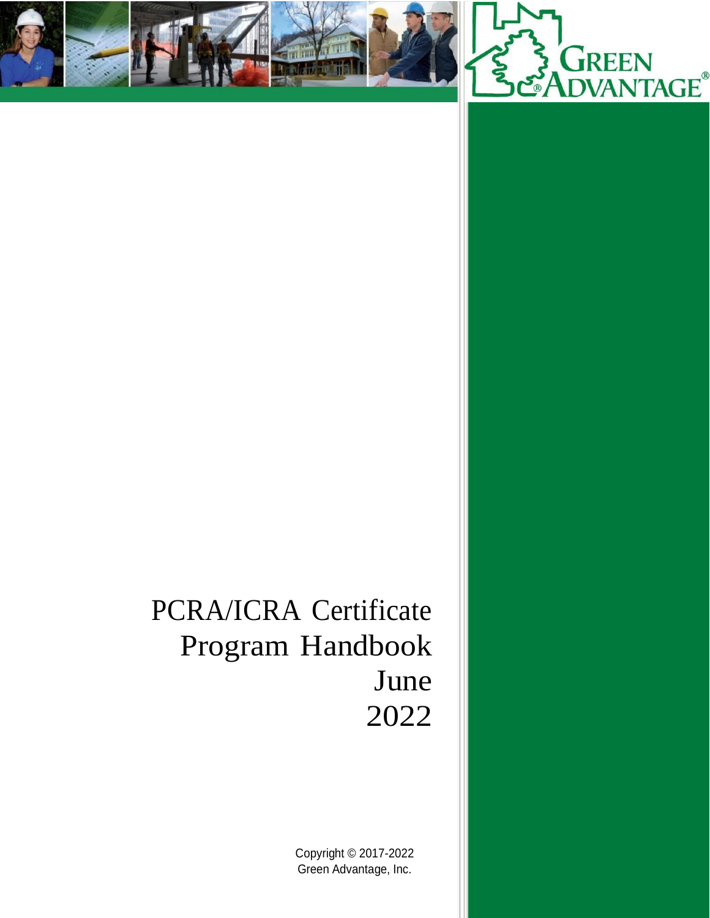# PCRA/ICRA Certificate Program Handbook June 2022

Copyright © 2017-2022
Green Advantage, Inc.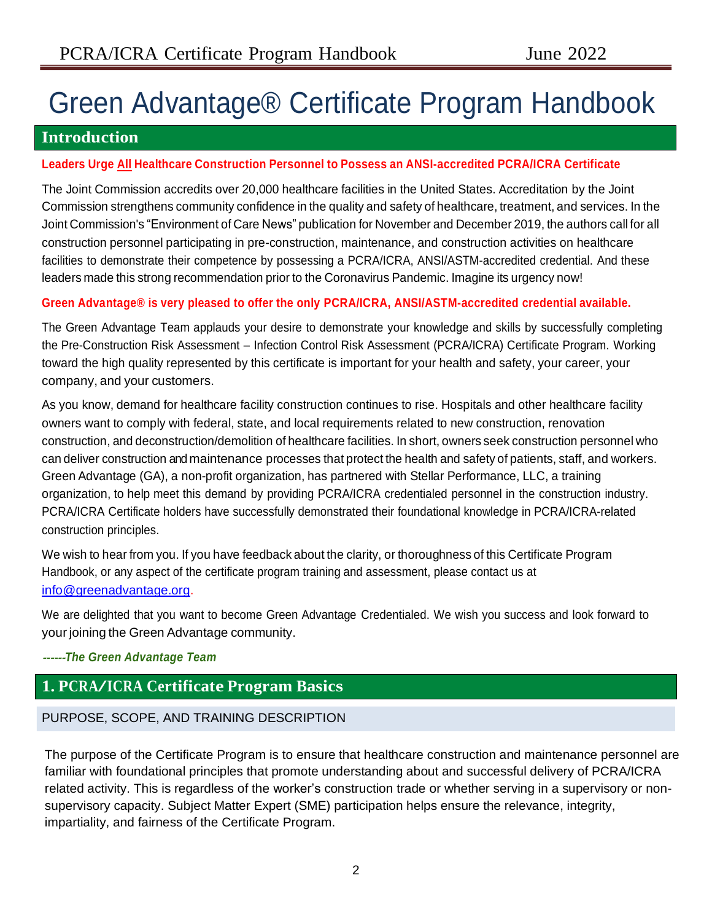# Green Advantage® Certificate Program Handbook

## Introduction

**Leaders Urge All Healthcare Construction Personnel to Possess an ANSI-accredited PCRA/ICRA Certificate**

The Joint Commission accredits over 20,000 healthcare facilities in the United States. Accreditation by the Joint Commission strengthens community confidence in the quality and safety of healthcare, treatment, and services. In the Joint Commission's "Environment of Care News" publication for November and December 2019, the authors call for all construction personnel participating in pre-construction, maintenance, and construction activities on healthcare facilities to demonstrate their competence by possessing a PCRA/ICRA, ANSI/ASTM-accredited credential. And these leaders made this strong recommendation prior to the Coronavirus Pandemic. Imagine its urgency now!

**Green Advantage® is very pleased to offer the only PCRA/ICRA, ANSI/ASTM-accredited credential available.**

The Green Advantage Team applauds your desire to demonstrate your knowledge and skills by successfully completing the Pre-Construction Risk Assessment – Infection Control Risk Assessment (PCRA/ICRA) Certificate Program. Working toward the high quality represented by this certificate is important for your health and safety, your career, your company, and your customers.

As you know, demand for healthcare facility construction continues to rise. Hospitals and other healthcare facility owners want to comply with federal, state, and local requirements related to new construction, renovation construction, and deconstruction/demolition of healthcare facilities. In short, owners seek construction personnel who can deliver construction and maintenance processes that protect the health and safety of patients, staff, and workers. Green Advantage (GA), a non-profit organization, has partnered with Stellar Performance, LLC, a training organization, to help meet this demand by providing PCRA/ICRA credentialed personnel in the construction industry. PCRA/ICRA Certificate holders have successfully demonstrated their foundational knowledge in PCRA/ICRA-related construction principles.

We wish to hear from you. If you have feedback about the clarity, or thoroughness of this Certificate Program Handbook, or any aspect of the certificate program training and assessment, please contact us at info@greenadvantage.org.

We are delighted that you want to become Green Advantage Credentialed. We wish you success and look forward to your joining the Green Advantage community.

*------The Green Advantage Team*

## 1. PCRA/ICRA Certificate Program Basics

### PURPOSE, SCOPE, AND TRAINING DESCRIPTION

The purpose of the Certificate Program is to ensure that healthcare construction and maintenance personnel are familiar with foundational principles that promote understanding about and successful delivery of PCRA/ICRA related activity. This is regardless of the worker's construction trade or whether serving in a supervisory or non-supervisory capacity. Subject Matter Expert (SME) participation helps ensure the relevance, integrity, impartiality, and fairness of the Certificate Program.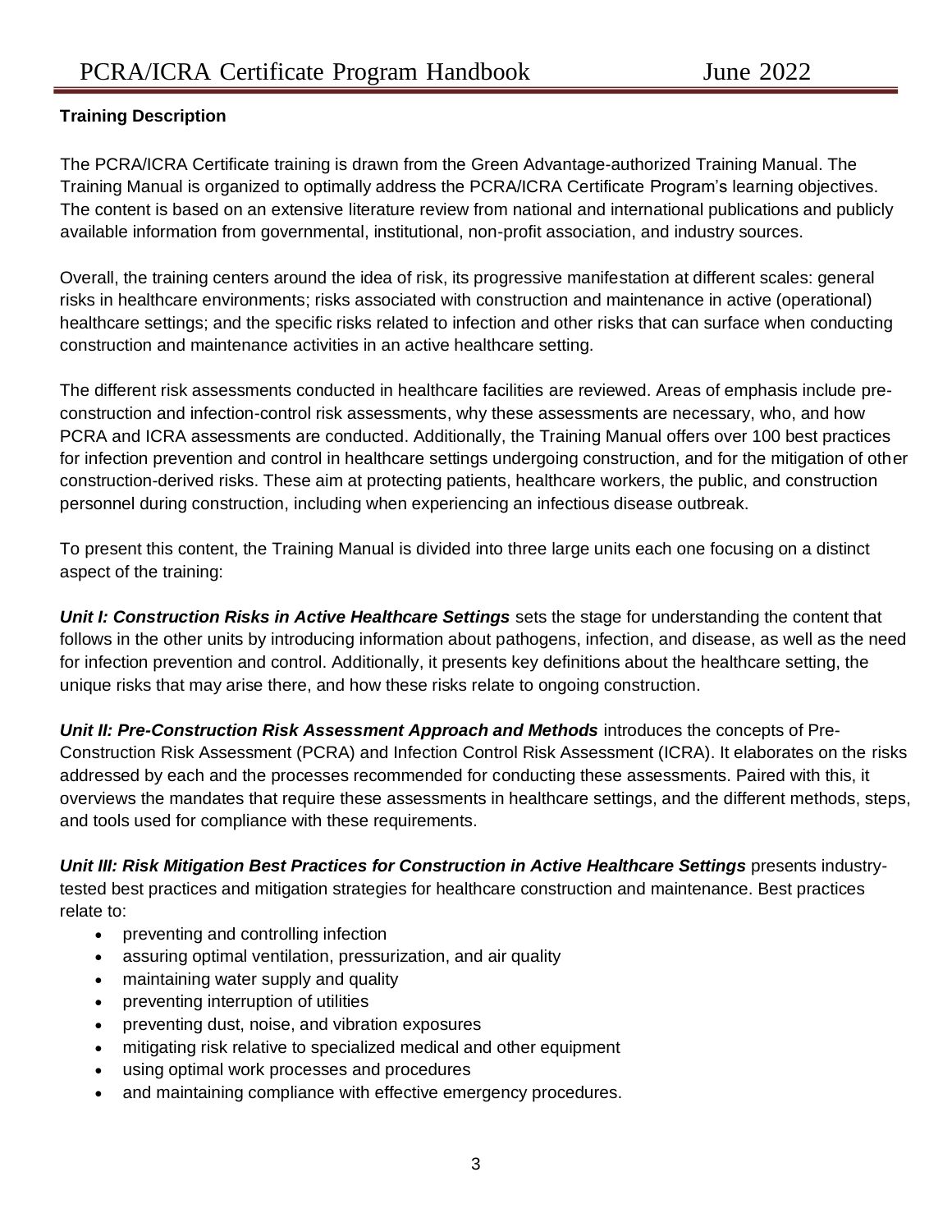**Training Description**

The PCRA/ICRA Certificate training is drawn from the Green Advantage-authorized Training Manual. The Training Manual is organized to optimally address the PCRA/ICRA Certificate Program's learning objectives. The content is based on an extensive literature review from national and international publications and publicly available information from governmental, institutional, non-profit association, and industry sources.

Overall, the training centers around the idea of risk, its progressive manifestation at different scales: general risks in healthcare environments; risks associated with construction and maintenance in active (operational) healthcare settings; and the specific risks related to infection and other risks that can surface when conducting construction and maintenance activities in an active healthcare setting.

The different risk assessments conducted in healthcare facilities are reviewed. Areas of emphasis include pre-construction and infection-control risk assessments, why these assessments are necessary, who, and how PCRA and ICRA assessments are conducted. Additionally, the Training Manual offers over 100 best practices for infection prevention and control in healthcare settings undergoing construction, and for the mitigation of other construction-derived risks. These aim at protecting patients, healthcare workers, the public, and construction personnel during construction, including when experiencing an infectious disease outbreak.

To present this content, the Training Manual is divided into three large units each one focusing on a distinct aspect of the training:

***Unit I: Construction Risks in Active Healthcare Settings*** sets the stage for understanding the content that follows in the other units by introducing information about pathogens, infection, and disease, as well as the need for infection prevention and control. Additionally, it presents key definitions about the healthcare setting, the unique risks that may arise there, and how these risks relate to ongoing construction.

***Unit II: Pre-Construction Risk Assessment Approach and Methods*** introduces the concepts of Pre-Construction Risk Assessment (PCRA) and Infection Control Risk Assessment (ICRA). It elaborates on the risks addressed by each and the processes recommended for conducting these assessments. Paired with this, it overviews the mandates that require these assessments in healthcare settings, and the different methods, steps, and tools used for compliance with these requirements.

***Unit III: Risk Mitigation Best Practices for Construction in Active Healthcare Settings*** presents industry-tested best practices and mitigation strategies for healthcare construction and maintenance. Best practices relate to:

- preventing and controlling infection
- assuring optimal ventilation, pressurization, and air quality
- maintaining water supply and quality
- preventing interruption of utilities
- preventing dust, noise, and vibration exposures
- mitigating risk relative to specialized medical and other equipment
- using optimal work processes and procedures
- and maintaining compliance with effective emergency procedures.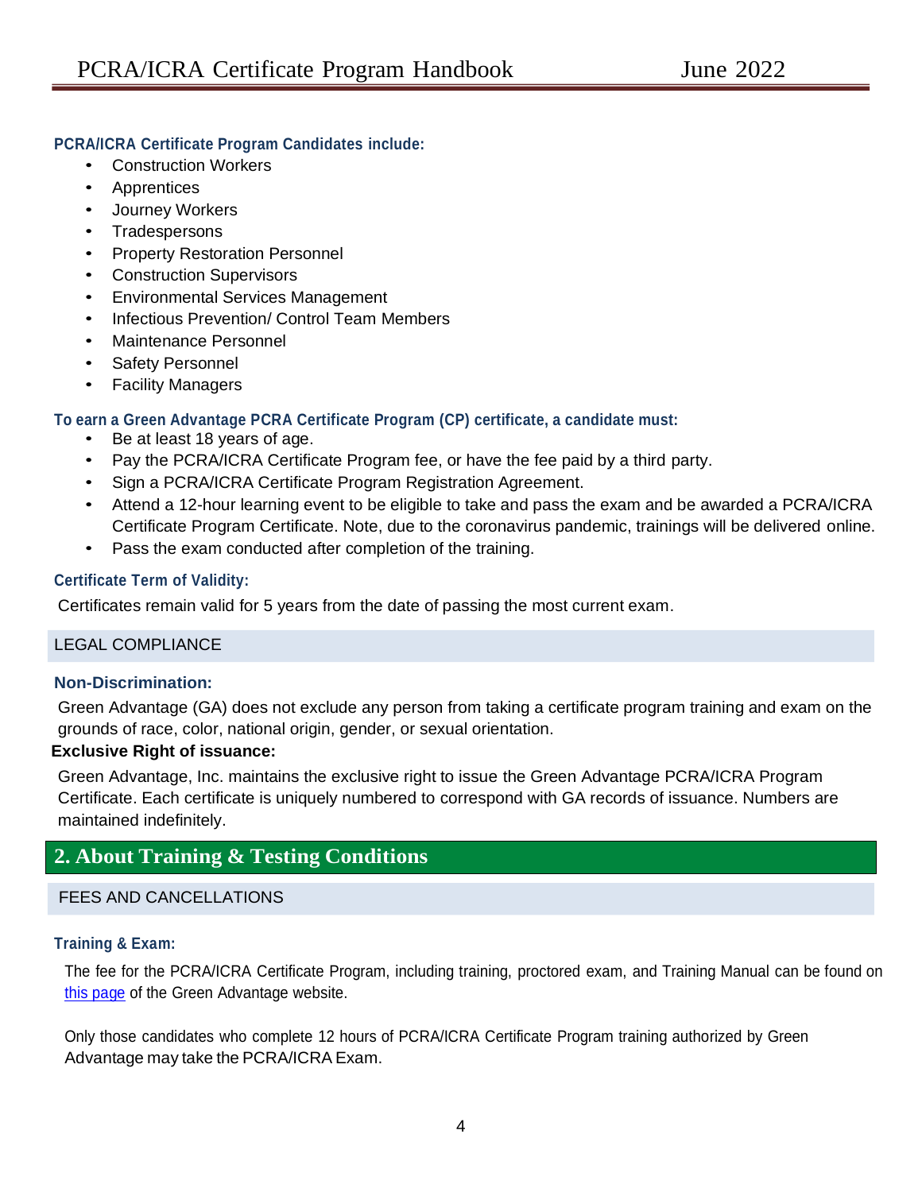**PCRA/ICRA Certificate Program Candidates include:**

- Construction Workers
- Apprentices
- Journey Workers
- Tradespersons
- Property Restoration Personnel
- Construction Supervisors
- Environmental Services Management
- Infectious Prevention/ Control Team Members
- Maintenance Personnel
- Safety Personnel
- Facility Managers

**To earn a Green Advantage PCRA Certificate Program (CP) certificate, a candidate must:**

- Be at least 18 years of age.
- Pay the PCRA/ICRA Certificate Program fee, or have the fee paid by a third party.
- Sign a PCRA/ICRA Certificate Program Registration Agreement.
- Attend a 12-hour learning event to be eligible to take and pass the exam and be awarded a PCRA/ICRA Certificate Program Certificate. Note, due to the coronavirus pandemic, trainings will be delivered online.
- Pass the exam conducted after completion of the training.

**Certificate Term of Validity:**

Certificates remain valid for 5 years from the date of passing the most current exam.

### LEGAL COMPLIANCE

**Non-Discrimination:**

Green Advantage (GA) does not exclude any person from taking a certificate program training and exam on the grounds of race, color, national origin, gender, or sexual orientation.

**Exclusive Right of issuance:**

Green Advantage, Inc. maintains the exclusive right to issue the Green Advantage PCRA/ICRA Program Certificate. Each certificate is uniquely numbered to correspond with GA records of issuance. Numbers are maintained indefinitely.

## 2. About Training & Testing Conditions

### FEES AND CANCELLATIONS

**Training & Exam:**

The fee for the PCRA/ICRA Certificate Program, including training, proctored exam, and Training Manual can be found on this page of the Green Advantage website.

Only those candidates who complete 12 hours of PCRA/ICRA Certificate Program training authorized by Green Advantage may take the PCRA/ICRA Exam.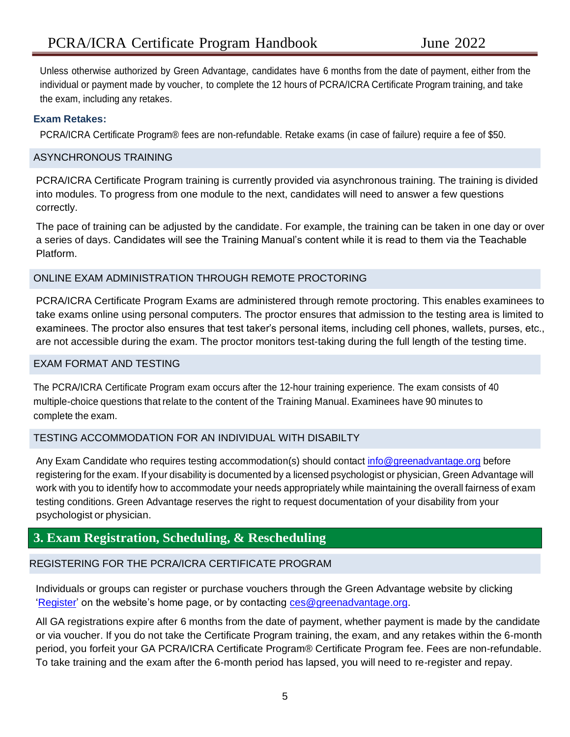Unless otherwise authorized by Green Advantage, candidates have 6 months from the date of payment, either from the individual or payment made by voucher, to complete the 12 hours of PCRA/ICRA Certificate Program training, and take the exam, including any retakes.

**Exam Retakes:**

PCRA/ICRA Certificate Program® fees are non-refundable. Retake exams (in case of failure) require a fee of $50.

### ASYNCHRONOUS TRAINING

PCRA/ICRA Certificate Program training is currently provided via asynchronous training. The training is divided into modules. To progress from one module to the next, candidates will need to answer a few questions correctly.

The pace of training can be adjusted by the candidate. For example, the training can be taken in one day or over a series of days. Candidates will see the Training Manual's content while it is read to them via the Teachable Platform.

### ONLINE EXAM ADMINISTRATION THROUGH REMOTE PROCTORING

PCRA/ICRA Certificate Program Exams are administered through remote proctoring. This enables examinees to take exams online using personal computers. The proctor ensures that admission to the testing area is limited to examinees. The proctor also ensures that test taker's personal items, including cell phones, wallets, purses, etc., are not accessible during the exam. The proctor monitors test-taking during the full length of the testing time.

### EXAM FORMAT AND TESTING

The PCRA/ICRA Certificate Program exam occurs after the 12-hour training experience. The exam consists of 40 multiple-choice questions that relate to the content of the Training Manual. Examinees have 90 minutes to complete the exam.

### TESTING ACCOMMODATION FOR AN INDIVIDUAL WITH DISABILTY

Any Exam Candidate who requires testing accommodation(s) should contact info@greenadvantage.org before registering for the exam. If your disability is documented by a licensed psychologist or physician, Green Advantage will work with you to identify how to accommodate your needs appropriately while maintaining the overall fairness of exam testing conditions. Green Advantage reserves the right to request documentation of your disability from your psychologist or physician.

## 3. Exam Registration, Scheduling, & Rescheduling

### REGISTERING FOR THE PCRA/ICRA CERTIFICATE PROGRAM

Individuals or groups can register or purchase vouchers through the Green Advantage website by clicking 'Register' on the website's home page, or by contacting ces@greenadvantage.org.

All GA registrations expire after 6 months from the date of payment, whether payment is made by the candidate or via voucher. If you do not take the Certificate Program training, the exam, and any retakes within the 6-month period, you forfeit your GA PCRA/ICRA Certificate Program® Certificate Program fee. Fees are non-refundable. To take training and the exam after the 6-month period has lapsed, you will need to re-register and repay.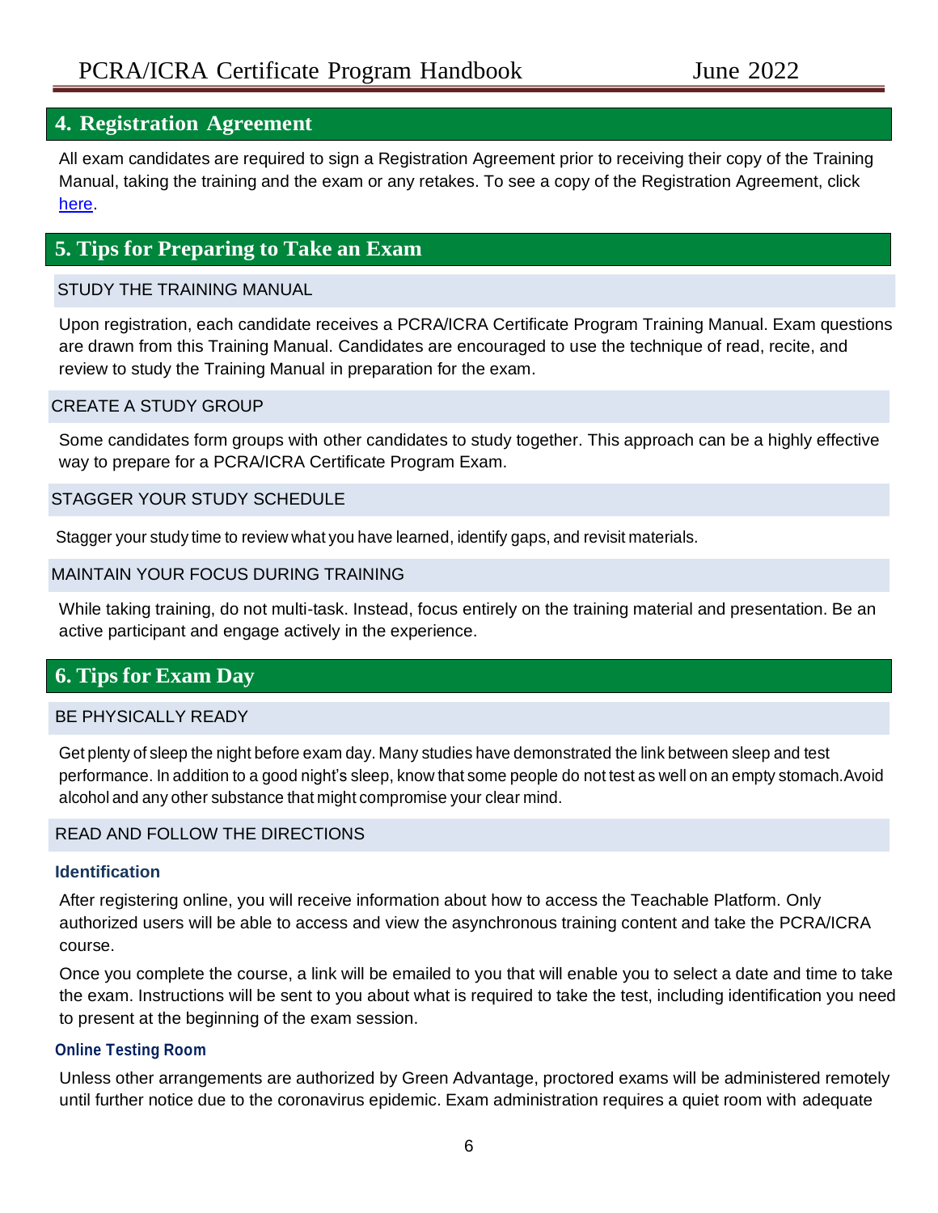## 4. Registration Agreement

All exam candidates are required to sign a Registration Agreement prior to receiving their copy of the Training Manual, taking the training and the exam or any retakes. To see a copy of the Registration Agreement, click here.

## 5. Tips for Preparing to Take an Exam

### STUDY THE TRAINING MANUAL

Upon registration, each candidate receives a PCRA/ICRA Certificate Program Training Manual. Exam questions are drawn from this Training Manual. Candidates are encouraged to use the technique of read, recite, and review to study the Training Manual in preparation for the exam.

### CREATE A STUDY GROUP

Some candidates form groups with other candidates to study together. This approach can be a highly effective way to prepare for a PCRA/ICRA Certificate Program Exam.

### STAGGER YOUR STUDY SCHEDULE

Stagger your study time to review what you have learned, identify gaps, and revisit materials.

### MAINTAIN YOUR FOCUS DURING TRAINING

While taking training, do not multi-task. Instead, focus entirely on the training material and presentation. Be an active participant and engage actively in the experience.

## 6. Tips for Exam Day

### BE PHYSICALLY READY

Get plenty of sleep the night before exam day. Many studies have demonstrated the link between sleep and test performance. In addition to a good night's sleep, know that some people do not test as well on an empty stomach. Avoid alcohol and any other substance that might compromise your clear mind.

### READ AND FOLLOW THE DIRECTIONS

#### Identification

After registering online, you will receive information about how to access the Teachable Platform. Only authorized users will be able to access and view the asynchronous training content and take the PCRA/ICRA course.

Once you complete the course, a link will be emailed to you that will enable you to select a date and time to take the exam. Instructions will be sent to you about what is required to take the test, including identification you need to present at the beginning of the exam session.

#### Online Testing Room

Unless other arrangements are authorized by Green Advantage, proctored exams will be administered remotely until further notice due to the coronavirus epidemic. Exam administration requires a quiet room with adequate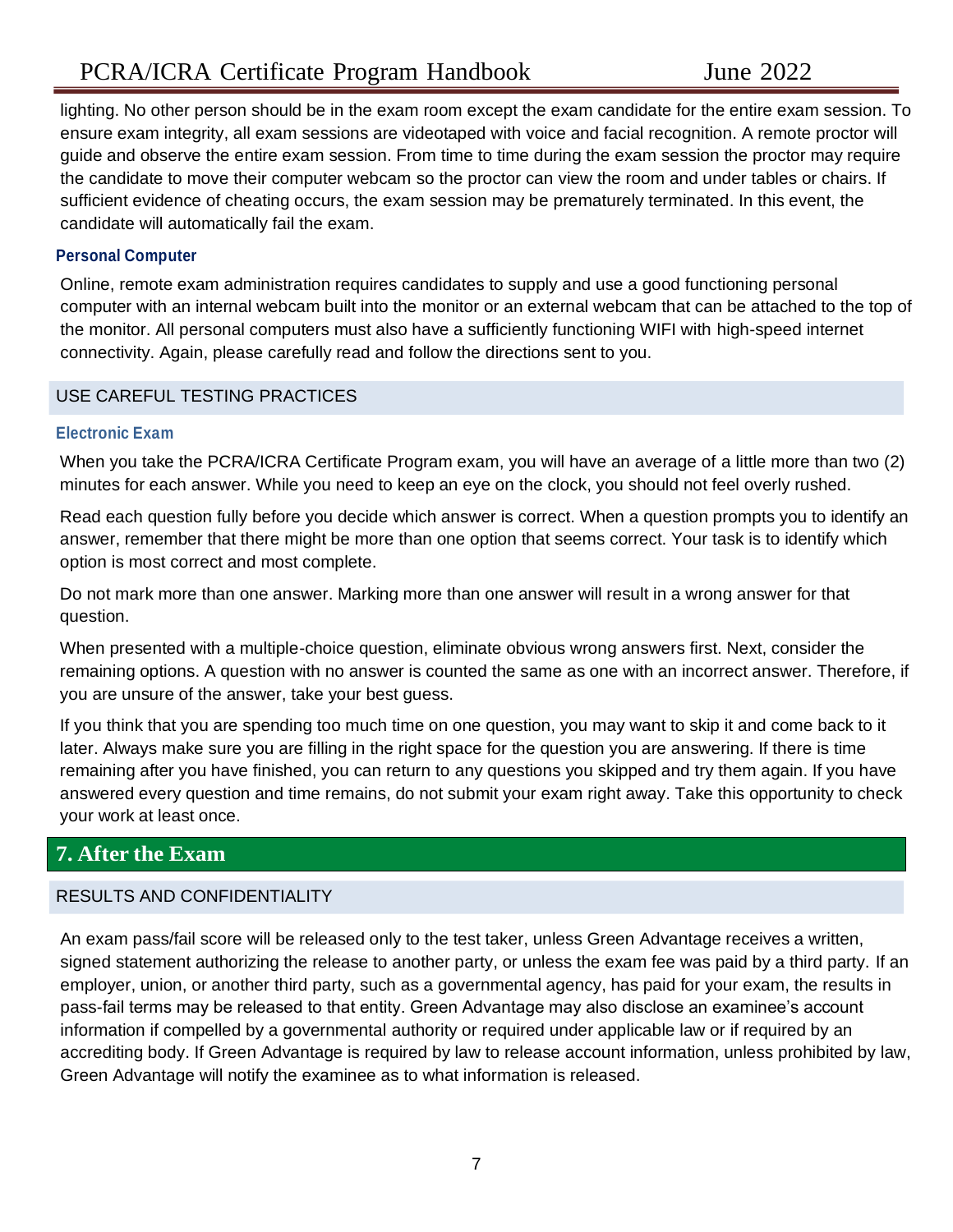lighting. No other person should be in the exam room except the exam candidate for the entire exam session. To ensure exam integrity, all exam sessions are videotaped with voice and facial recognition. A remote proctor will guide and observe the entire exam session. From time to time during the exam session the proctor may require the candidate to move their computer webcam so the proctor can view the room and under tables or chairs. If sufficient evidence of cheating occurs, the exam session may be prematurely terminated. In this event, the candidate will automatically fail the exam.

#### Personal Computer

Online, remote exam administration requires candidates to supply and use a good functioning personal computer with an internal webcam built into the monitor or an external webcam that can be attached to the top of the monitor. All personal computers must also have a sufficiently functioning WIFI with high-speed internet connectivity. Again, please carefully read and follow the directions sent to you.

### USE CAREFUL TESTING PRACTICES

#### Electronic Exam

When you take the PCRA/ICRA Certificate Program exam, you will have an average of a little more than two (2) minutes for each answer. While you need to keep an eye on the clock, you should not feel overly rushed.

Read each question fully before you decide which answer is correct. When a question prompts you to identify an answer, remember that there might be more than one option that seems correct. Your task is to identify which option is most correct and most complete.

Do not mark more than one answer. Marking more than one answer will result in a wrong answer for that question.

When presented with a multiple-choice question, eliminate obvious wrong answers first. Next, consider the remaining options. A question with no answer is counted the same as one with an incorrect answer. Therefore, if you are unsure of the answer, take your best guess.

If you think that you are spending too much time on one question, you may want to skip it and come back to it later. Always make sure you are filling in the right space for the question you are answering. If there is time remaining after you have finished, you can return to any questions you skipped and try them again. If you have answered every question and time remains, do not submit your exam right away. Take this opportunity to check your work at least once.

## 7. After the Exam

### RESULTS AND CONFIDENTIALITY

An exam pass/fail score will be released only to the test taker, unless Green Advantage receives a written, signed statement authorizing the release to another party, or unless the exam fee was paid by a third party. If an employer, union, or another third party, such as a governmental agency, has paid for your exam, the results in pass-fail terms may be released to that entity. Green Advantage may also disclose an examinee's account information if compelled by a governmental authority or required under applicable law or if required by an accrediting body. If Green Advantage is required by law to release account information, unless prohibited by law, Green Advantage will notify the examinee as to what information is released.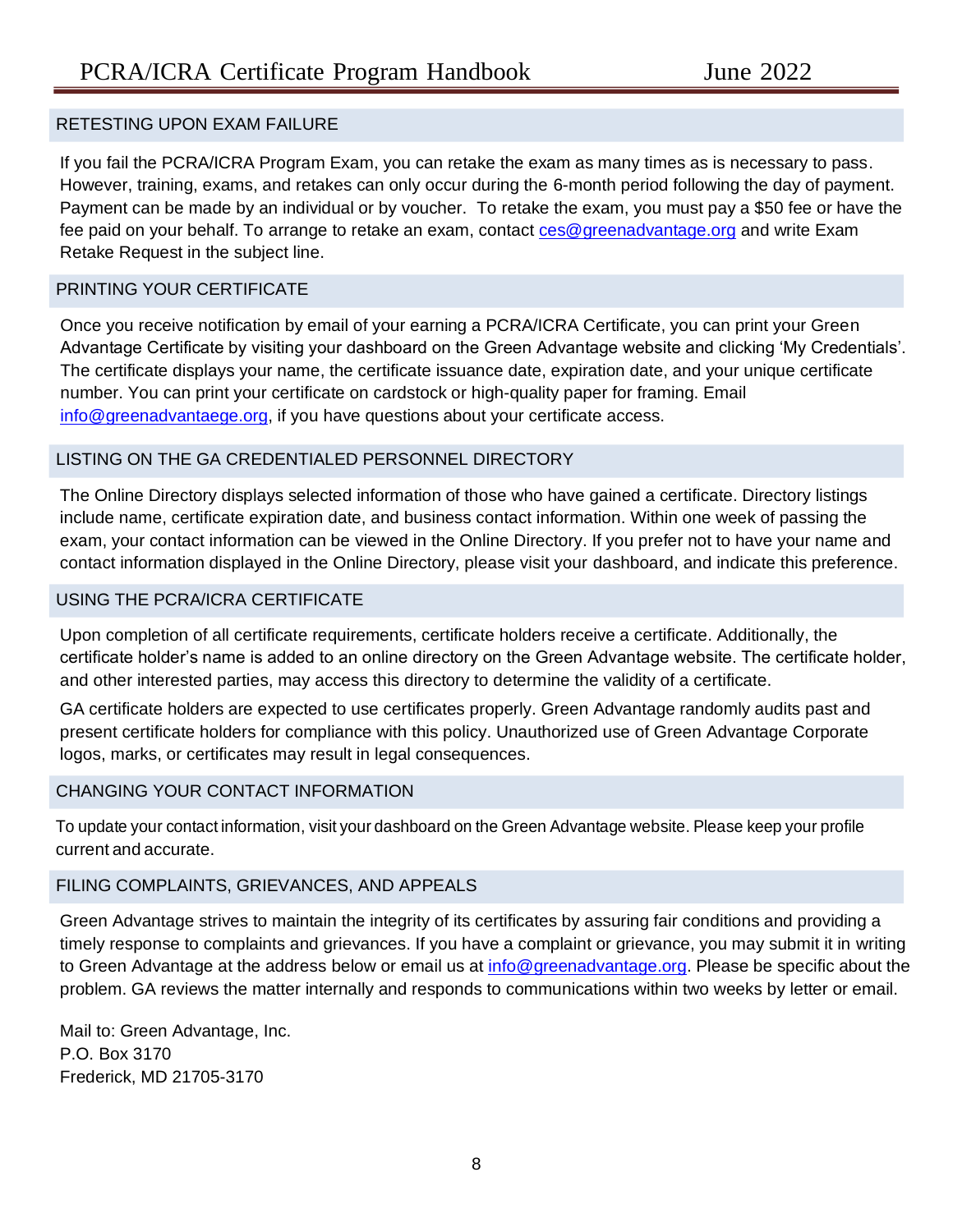## RETESTING UPON EXAM FAILURE

If you fail the PCRA/ICRA Program Exam, you can retake the exam as many times as is necessary to pass. However, training, exams, and retakes can only occur during the 6-month period following the day of payment. Payment can be made by an individual or by voucher. To retake the exam, you must pay a $50 fee or have the fee paid on your behalf. To arrange to retake an exam, contact ces@greenadvantage.org and write Exam Retake Request in the subject line.

## PRINTING YOUR CERTIFICATE

Once you receive notification by email of your earning a PCRA/ICRA Certificate, you can print your Green Advantage Certificate by visiting your dashboard on the Green Advantage website and clicking 'My Credentials'. The certificate displays your name, the certificate issuance date, expiration date, and your unique certificate number. You can print your certificate on cardstock or high-quality paper for framing. Email info@greenadvantaege.org, if you have questions about your certificate access.

## LISTING ON THE GA CREDENTIALED PERSONNEL DIRECTORY

The Online Directory displays selected information of those who have gained a certificate. Directory listings include name, certificate expiration date, and business contact information. Within one week of passing the exam, your contact information can be viewed in the Online Directory. If you prefer not to have your name and contact information displayed in the Online Directory, please visit your dashboard, and indicate this preference.

## USING THE PCRA/ICRA CERTIFICATE

Upon completion of all certificate requirements, certificate holders receive a certificate. Additionally, the certificate holder's name is added to an online directory on the Green Advantage website. The certificate holder, and other interested parties, may access this directory to determine the validity of a certificate.

GA certificate holders are expected to use certificates properly. Green Advantage randomly audits past and present certificate holders for compliance with this policy. Unauthorized use of Green Advantage Corporate logos, marks, or certificates may result in legal consequences.

## CHANGING YOUR CONTACT INFORMATION

To update your contact information, visit your dashboard on the Green Advantage website. Please keep your profile current and accurate.

## FILING COMPLAINTS, GRIEVANCES, AND APPEALS

Green Advantage strives to maintain the integrity of its certificates by assuring fair conditions and providing a timely response to complaints and grievances. If you have a complaint or grievance, you may submit it in writing to Green Advantage at the address below or email us at info@greenadvantage.org. Please be specific about the problem. GA reviews the matter internally and responds to communications within two weeks by letter or email.

Mail to: Green Advantage, Inc.
P.O. Box 3170
Frederick, MD 21705-3170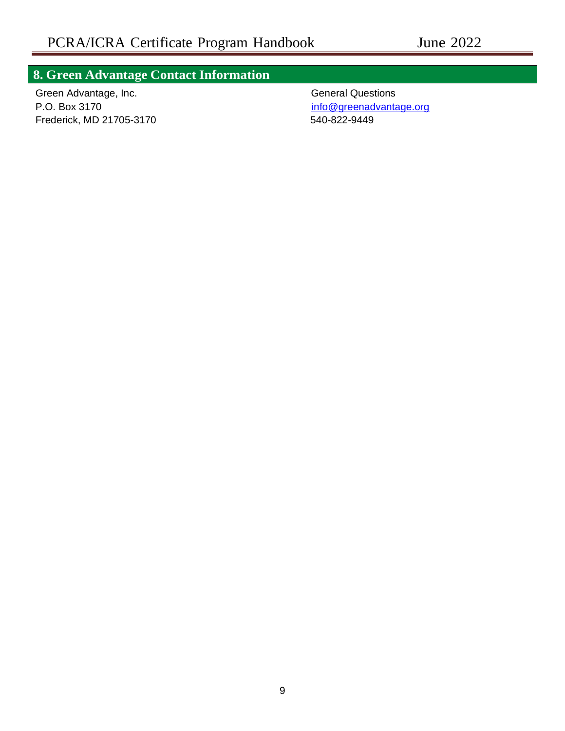## 8. Green Advantage Contact Information

Green Advantage, Inc.
P.O. Box 3170
Frederick, MD 21705-3170

General Questions
info@greenadvantage.org
540-822-9449